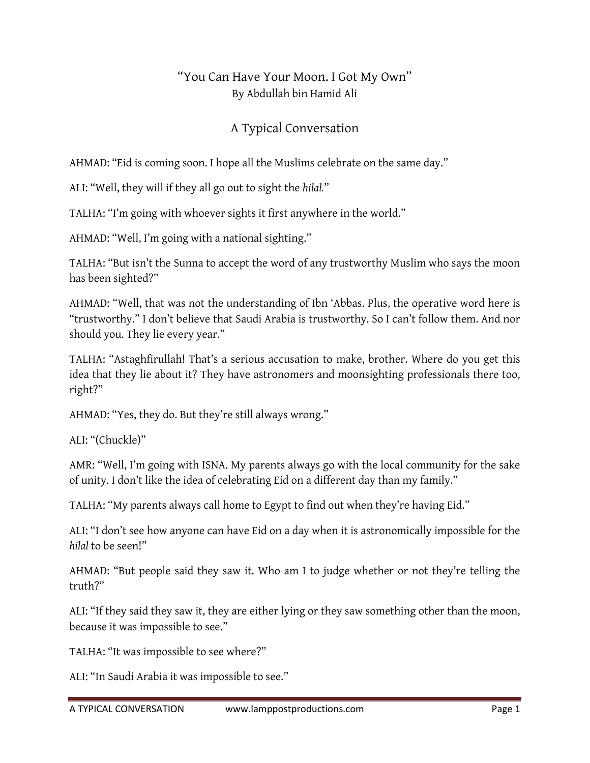# "You Can Have Your Moon. I Got My Own"

By Abdullah bin Hamid Ali

## A Typical Conversation

AHMAD: "Eid is coming soon. I hope all the Muslims celebrate on the same day."

ALI: "Well, they will if they all go out to sight the *hilal.*"

TALHA: "I'm going with whoever sights it first anywhere in the world."

AHMAD: "Well, I'm going with a national sighting."

TALHA: "But isn't the Sunna to accept the word of any trustworthy Muslim who says the moon has been sighted?"

AHMAD: "Well, that was not the understanding of Ibn 'Abbas. Plus, the operative word here is "trustworthy." I don't believe that Saudi Arabia is trustworthy. So I can't follow them. And nor should you. They lie every year."

TALHA: "Astaghfirullah! That's a serious accusation to make, brother. Where do you get this idea that they lie about it? They have astronomers and moonsighting professionals there too, right?"

AHMAD: "Yes, they do. But they're still always wrong."

ALI: "(Chuckle)"

AMR: "Well, I'm going with ISNA. My parents always go with the local community for the sake of unity. I don't like the idea of celebrating Eid on a different day than my family."

TALHA: "My parents always call home to Egypt to find out when they're having Eid."

ALI: "I don't see how anyone can have Eid on a day when it is astronomically impossible for the *hilal* to be seen!"

AHMAD: "But people said they saw it. Who am I to judge whether or not they're telling the truth?"

ALI: "If they said they saw it, they are either lying or they saw something other than the moon, because it was impossible to see."

TALHA: "It was impossible to see where?"

ALI: "In Saudi Arabia it was impossible to see."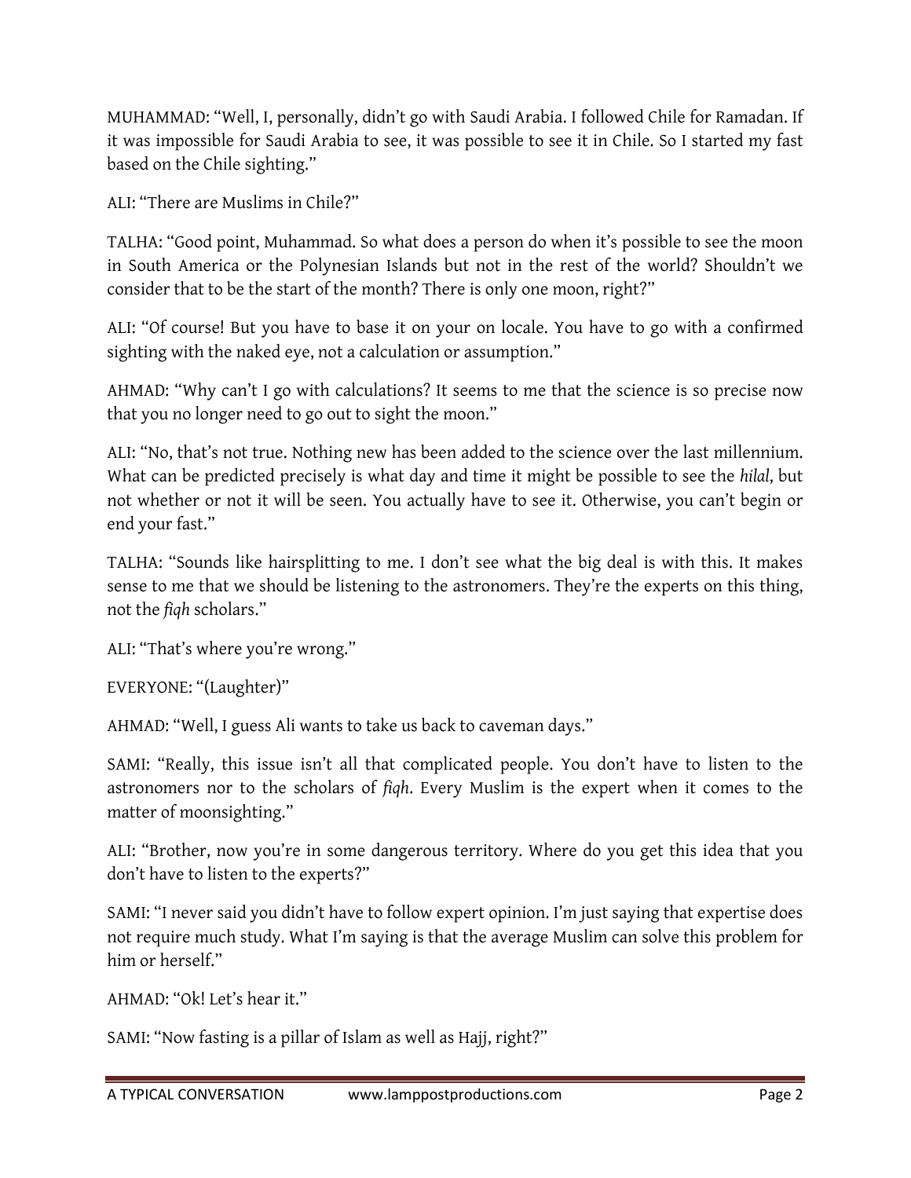MUHAMMAD: “Well, I, personally, didn’t go with Saudi Arabia. I followed Chile for Ramadan. If it was impossible for Saudi Arabia to see, it was possible to see it in Chile. So I started my fast based on the Chile sighting.”

ALI: “There are Muslims in Chile?”

TALHA: “Good point, Muhammad. So what does a person do when it’s possible to see the moon in South America or the Polynesian Islands but not in the rest of the world? Shouldn’t we consider that to be the start of the month? There is only one moon, right?”

ALI: “Of course! But you have to base it on your on locale. You have to go with a confirmed sighting with the naked eye, not a calculation or assumption.”

AHMAD: “Why can’t I go with calculations? It seems to me that the science is so precise now that you no longer need to go out to sight the moon.”

ALI: “No, that’s not true. Nothing new has been added to the science over the last millennium. What can be predicted precisely is what day and time it might be possible to see the *hilal*, but not whether or not it will be seen. You actually have to see it. Otherwise, you can’t begin or end your fast.”

TALHA: “Sounds like hairsplitting to me. I don’t see what the big deal is with this. It makes sense to me that we should be listening to the astronomers. They’re the experts on this thing, not the *fiqh* scholars.”

ALI: “That’s where you’re wrong.”

EVERYONE: “(Laughter)”

AHMAD: “Well, I guess Ali wants to take us back to caveman days.”

SAMI: “Really, this issue isn’t all that complicated people. You don’t have to listen to the astronomers nor to the scholars of *fiqh*. Every Muslim is the expert when it comes to the matter of moonsighting.”

ALI: “Brother, now you’re in some dangerous territory. Where do you get this idea that you don’t have to listen to the experts?”

SAMI: “I never said you didn’t have to follow expert opinion. I’m just saying that expertise does not require much study. What I’m saying is that the average Muslim can solve this problem for him or herself.”

AHMAD: “Ok! Let’s hear it.”

SAMI: “Now fasting is a pillar of Islam as well as Hajj, right?”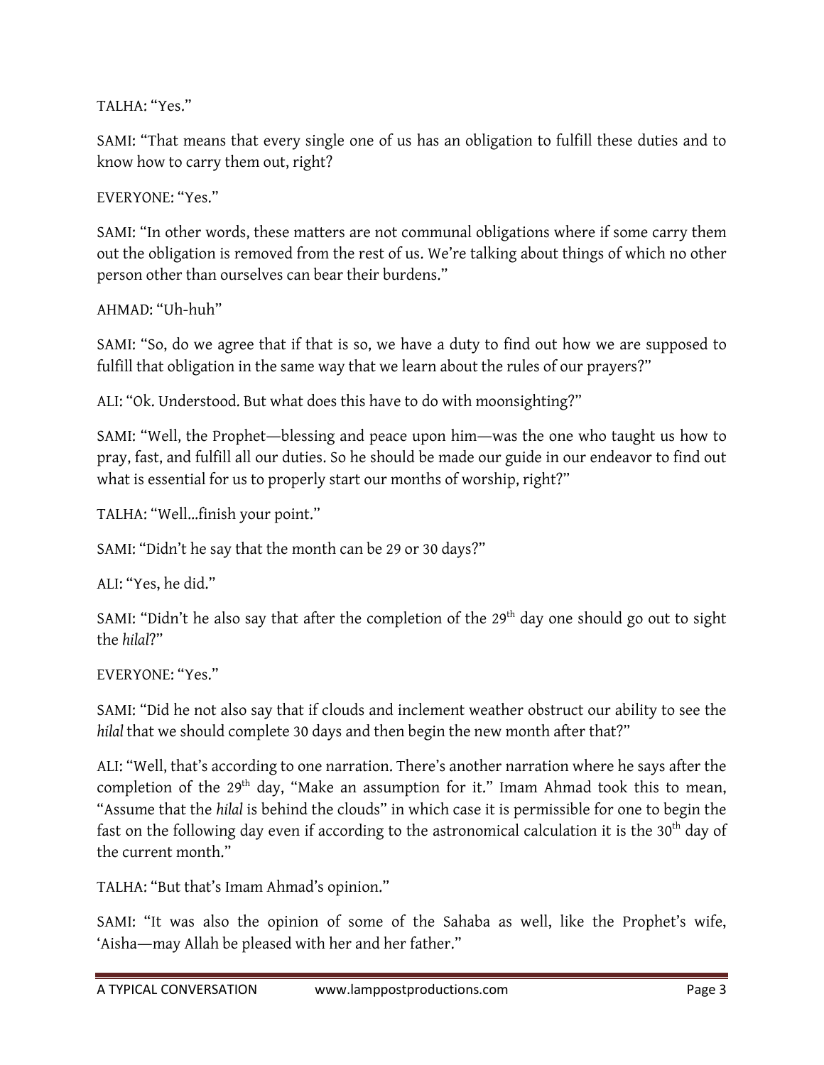TALHA: "Yes."

SAMI: "That means that every single one of us has an obligation to fulfill these duties and to know how to carry them out, right?

EVERYONE: "Yes."

SAMI: "In other words, these matters are not communal obligations where if some carry them out the obligation is removed from the rest of us. We're talking about things of which no other person other than ourselves can bear their burdens."

AHMAD: "Uh-huh"

SAMI: "So, do we agree that if that is so, we have a duty to find out how we are supposed to fulfill that obligation in the same way that we learn about the rules of our prayers?"

ALI: "Ok. Understood. But what does this have to do with moonsighting?"

SAMI: "Well, the Prophet—blessing and peace upon him—was the one who taught us how to pray, fast, and fulfill all our duties. So he should be made our guide in our endeavor to find out what is essential for us to properly start our months of worship, right?"

TALHA: "Well...finish your point."

SAMI: "Didn't he say that the month can be 29 or 30 days?"

ALI: "Yes, he did."

SAMI: "Didn't he also say that after the completion of the 29th day one should go out to sight the *hilal*?"

EVERYONE: "Yes."

SAMI: "Did he not also say that if clouds and inclement weather obstruct our ability to see the *hilal* that we should complete 30 days and then begin the new month after that?"

ALI: "Well, that's according to one narration. There's another narration where he says after the completion of the 29th day, "Make an assumption for it." Imam Ahmad took this to mean, "Assume that the *hilal* is behind the clouds" in which case it is permissible for one to begin the fast on the following day even if according to the astronomical calculation it is the 30th day of the current month."

TALHA: "But that's Imam Ahmad's opinion."

SAMI: "It was also the opinion of some of the Sahaba as well, like the Prophet's wife, 'Aisha—may Allah be pleased with her and her father."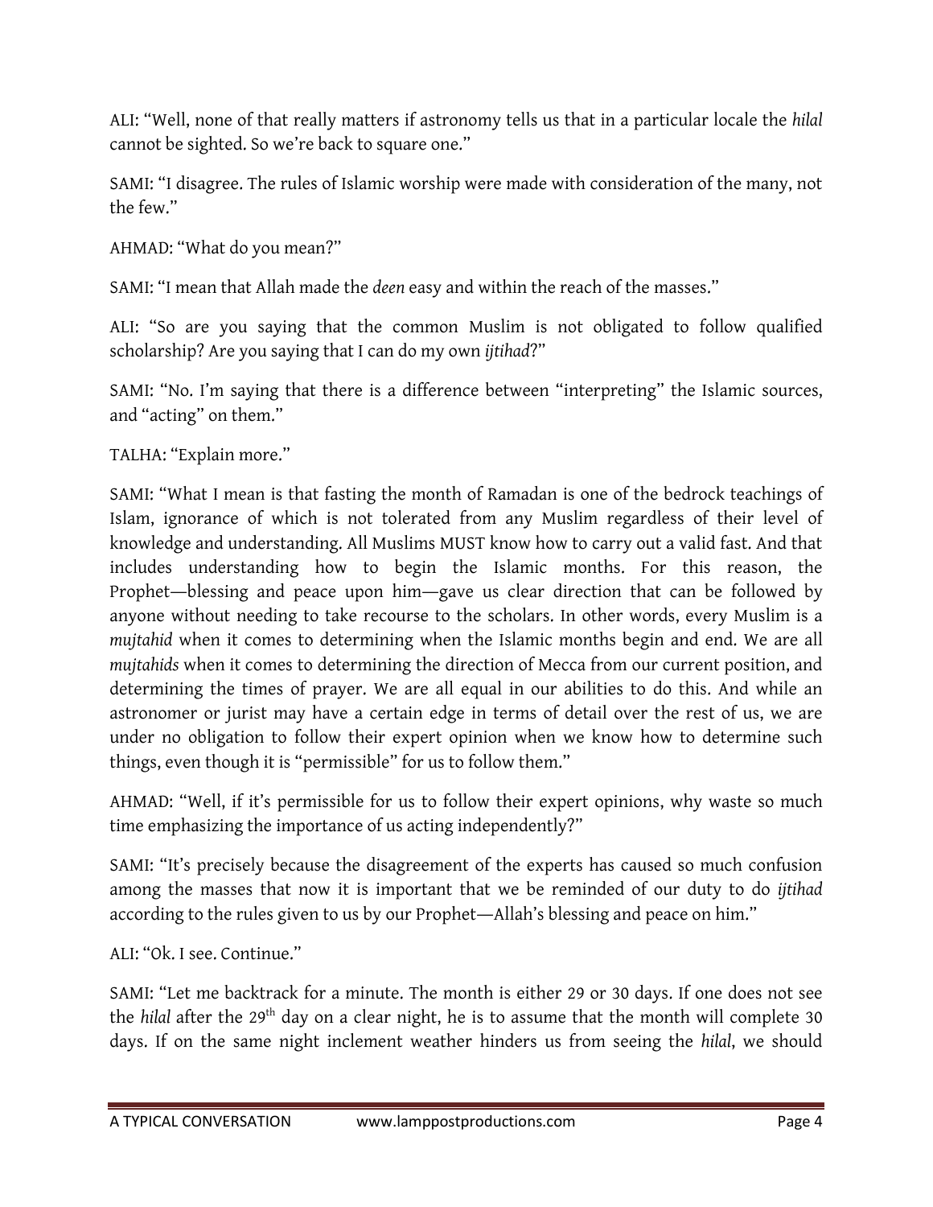ALI: "Well, none of that really matters if astronomy tells us that in a particular locale the *hilal* cannot be sighted. So we're back to square one."

SAMI: "I disagree. The rules of Islamic worship were made with consideration of the many, not the few."

AHMAD: "What do you mean?"

SAMI: "I mean that Allah made the *deen* easy and within the reach of the masses."

ALI: "So are you saying that the common Muslim is not obligated to follow qualified scholarship? Are you saying that I can do my own *ijtihad*?"

SAMI: "No. I'm saying that there is a difference between "interpreting" the Islamic sources, and "acting" on them."

TALHA: "Explain more."

SAMI: "What I mean is that fasting the month of Ramadan is one of the bedrock teachings of Islam, ignorance of which is not tolerated from any Muslim regardless of their level of knowledge and understanding. All Muslims MUST know how to carry out a valid fast. And that includes understanding how to begin the Islamic months. For this reason, the Prophet—blessing and peace upon him—gave us clear direction that can be followed by anyone without needing to take recourse to the scholars. In other words, every Muslim is a *mujtahid* when it comes to determining when the Islamic months begin and end. We are all *mujtahids* when it comes to determining the direction of Mecca from our current position, and determining the times of prayer. We are all equal in our abilities to do this. And while an astronomer or jurist may have a certain edge in terms of detail over the rest of us, we are under no obligation to follow their expert opinion when we know how to determine such things, even though it is "permissible" for us to follow them."

AHMAD: "Well, if it's permissible for us to follow their expert opinions, why waste so much time emphasizing the importance of us acting independently?"

SAMI: "It's precisely because the disagreement of the experts has caused so much confusion among the masses that now it is important that we be reminded of our duty to do *ijtihad* according to the rules given to us by our Prophet—Allah's blessing and peace on him."

ALI: "Ok. I see. Continue."

SAMI: "Let me backtrack for a minute. The month is either 29 or 30 days. If one does not see the *hilal* after the 29th day on a clear night, he is to assume that the month will complete 30 days. If on the same night inclement weather hinders us from seeing the *hilal*, we should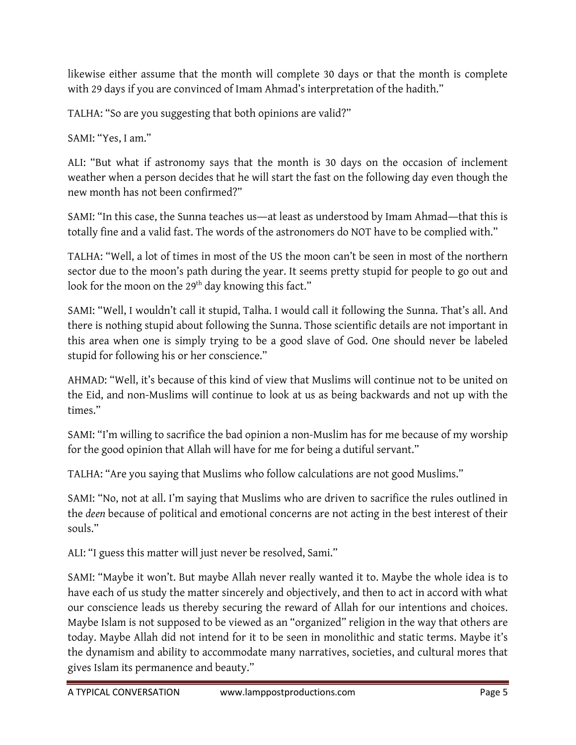likewise either assume that the month will complete 30 days or that the month is complete with 29 days if you are convinced of Imam Ahmad's interpretation of the hadith."

TALHA: "So are you suggesting that both opinions are valid?"

SAMI: "Yes, I am."

ALI: "But what if astronomy says that the month is 30 days on the occasion of inclement weather when a person decides that he will start the fast on the following day even though the new month has not been confirmed?"

SAMI: "In this case, the Sunna teaches us—at least as understood by Imam Ahmad—that this is totally fine and a valid fast. The words of the astronomers do NOT have to be complied with."

TALHA: "Well, a lot of times in most of the US the moon can't be seen in most of the northern sector due to the moon's path during the year. It seems pretty stupid for people to go out and look for the moon on the 29th day knowing this fact."

SAMI: "Well, I wouldn't call it stupid, Talha. I would call it following the Sunna. That's all. And there is nothing stupid about following the Sunna. Those scientific details are not important in this area when one is simply trying to be a good slave of God. One should never be labeled stupid for following his or her conscience."

AHMAD: "Well, it's because of this kind of view that Muslims will continue not to be united on the Eid, and non-Muslims will continue to look at us as being backwards and not up with the times."

SAMI: "I'm willing to sacrifice the bad opinion a non-Muslim has for me because of my worship for the good opinion that Allah will have for me for being a dutiful servant."

TALHA: "Are you saying that Muslims who follow calculations are not good Muslims."

SAMI: "No, not at all. I'm saying that Muslims who are driven to sacrifice the rules outlined in the *deen* because of political and emotional concerns are not acting in the best interest of their souls."

ALI: "I guess this matter will just never be resolved, Sami."

SAMI: "Maybe it won't. But maybe Allah never really wanted it to. Maybe the whole idea is to have each of us study the matter sincerely and objectively, and then to act in accord with what our conscience leads us thereby securing the reward of Allah for our intentions and choices. Maybe Islam is not supposed to be viewed as an "organized" religion in the way that others are today. Maybe Allah did not intend for it to be seen in monolithic and static terms. Maybe it's the dynamism and ability to accommodate many narratives, societies, and cultural mores that gives Islam its permanence and beauty."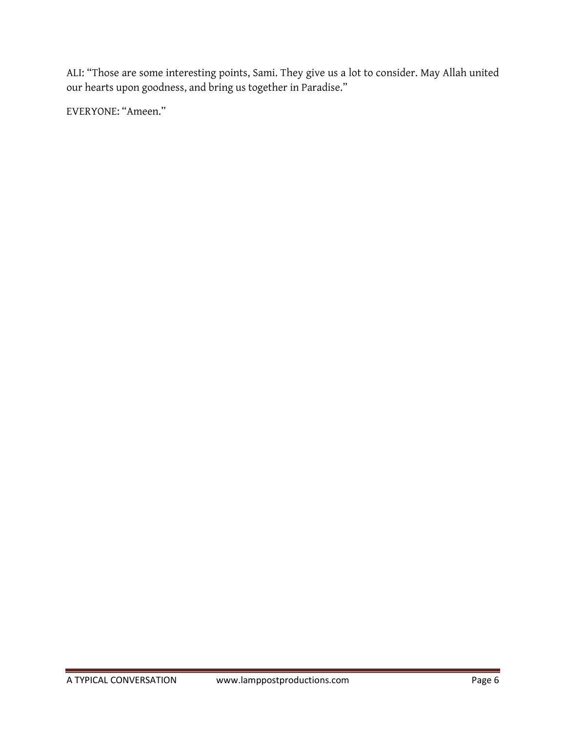ALI: “Those are some interesting points, Sami. They give us a lot to consider. May Allah united our hearts upon goodness, and bring us together in Paradise.”

EVERYONE: “Ameen.”